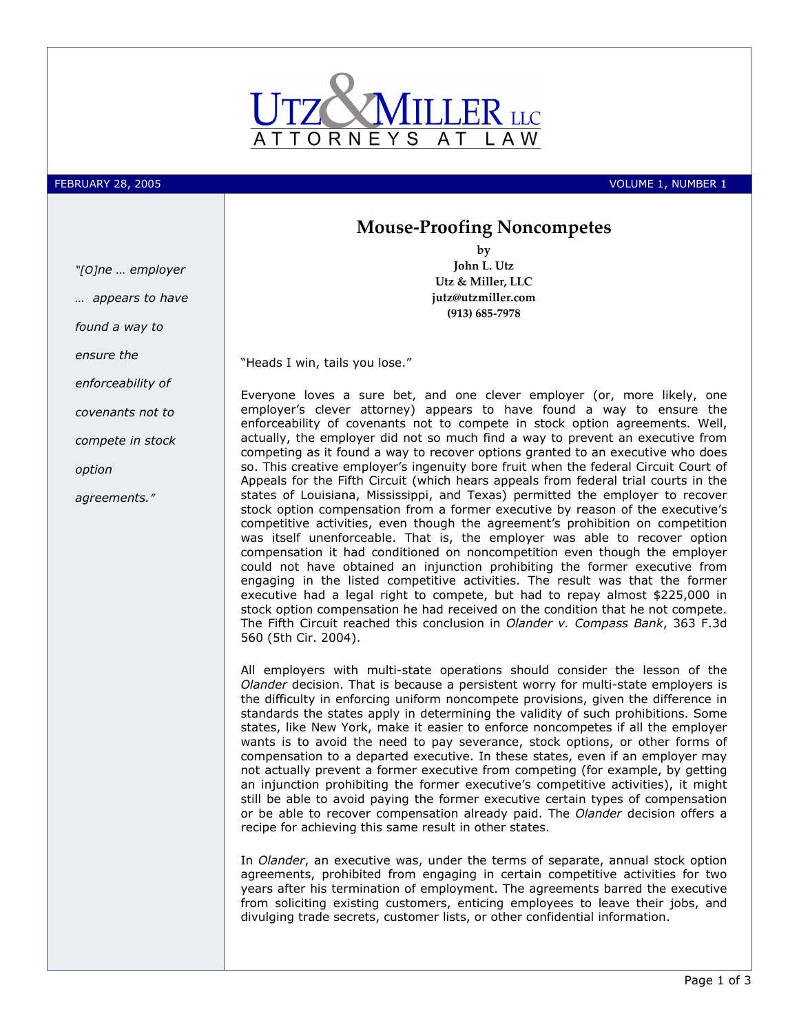UTZ & MILLER LLC
ATTORNEYS AT LAW

FEBRUARY 28, 2005 — VOLUME 1, NUMBER 1

# Mouse-Proofing Noncompetes

**by**
**John L. Utz**
**Utz & Miller, LLC**
**jutz@utzmiller.com**
**(913) 685-7978**

*"[O]ne … employer … appears to have found a way to ensure the enforceability of covenants not to compete in stock option agreements."*

"Heads I win, tails you lose."

Everyone loves a sure bet, and one clever employer (or, more likely, one employer's clever attorney) appears to have found a way to ensure the enforceability of covenants not to compete in stock option agreements. Well, actually, the employer did not so much find a way to prevent an executive from competing as it found a way to recover options granted to an executive who does so. This creative employer's ingenuity bore fruit when the federal Circuit Court of Appeals for the Fifth Circuit (which hears appeals from federal trial courts in the states of Louisiana, Mississippi, and Texas) permitted the employer to recover stock option compensation from a former executive by reason of the executive's competitive activities, even though the agreement's prohibition on competition was itself unenforceable. That is, the employer was able to recover option compensation it had conditioned on noncompetition even though the employer could not have obtained an injunction prohibiting the former executive from engaging in the listed competitive activities. The result was that the former executive had a legal right to compete, but had to repay almost $225,000 in stock option compensation he had received on the condition that he not compete. The Fifth Circuit reached this conclusion in *Olander v. Compass Bank*, 363 F.3d 560 (5th Cir. 2004).

All employers with multi-state operations should consider the lesson of the *Olander* decision. That is because a persistent worry for multi-state employers is the difficulty in enforcing uniform noncompete provisions, given the difference in standards the states apply in determining the validity of such prohibitions. Some states, like New York, make it easier to enforce noncompetes if all the employer wants is to avoid the need to pay severance, stock options, or other forms of compensation to a departed executive. In these states, even if an employer may not actually prevent a former executive from competing (for example, by getting an injunction prohibiting the former executive's competitive activities), it might still be able to avoid paying the former executive certain types of compensation or be able to recover compensation already paid. The *Olander* decision offers a recipe for achieving this same result in other states.

In *Olander*, an executive was, under the terms of separate, annual stock option agreements, prohibited from engaging in certain competitive activities for two years after his termination of employment. The agreements barred the executive from soliciting existing customers, enticing employees to leave their jobs, and divulging trade secrets, customer lists, or other confidential information.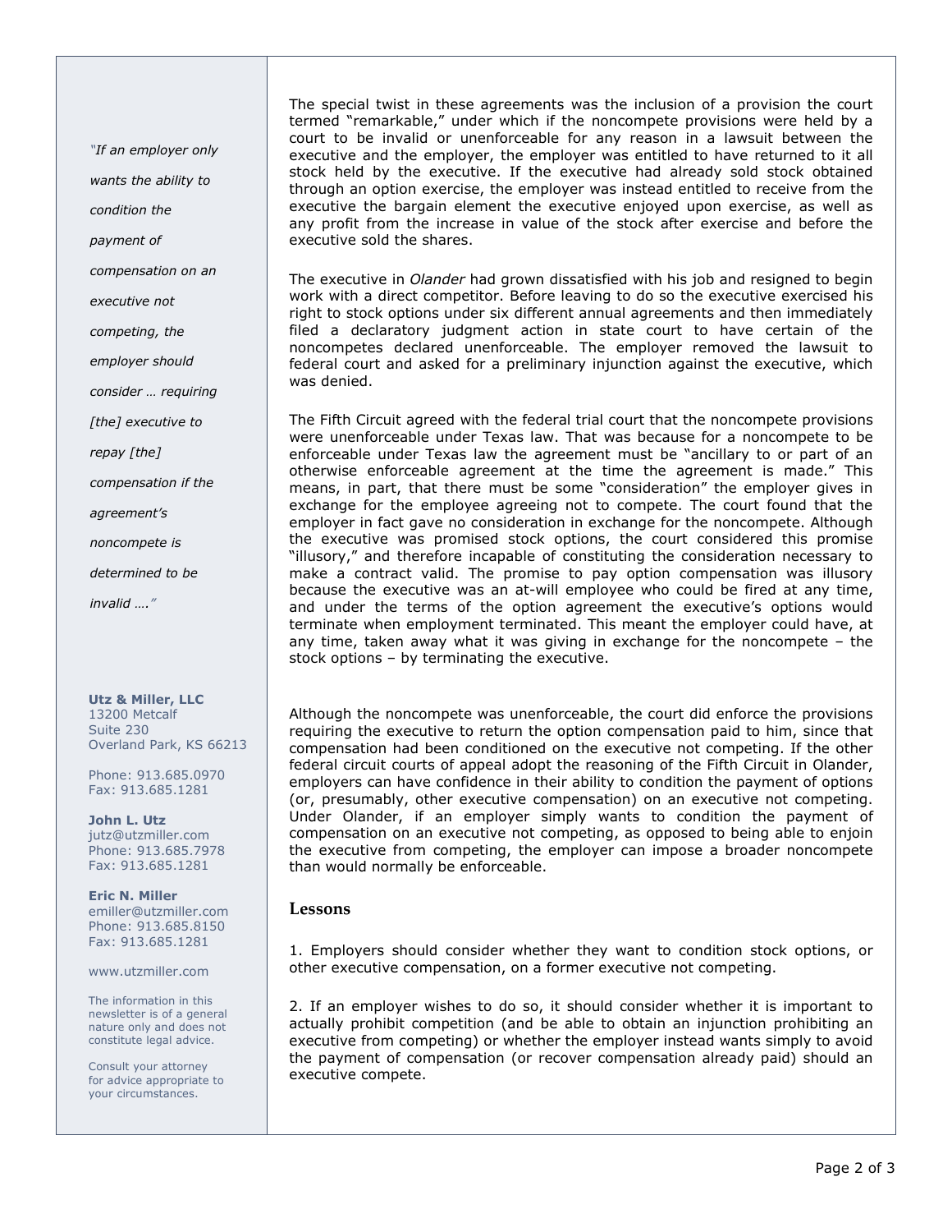The special twist in these agreements was the inclusion of a provision the court termed "remarkable," under which if the noncompete provisions were held by a court to be invalid or unenforceable for any reason in a lawsuit between the executive and the employer, the employer was entitled to have returned to it all stock held by the executive. If the executive had already sold stock obtained through an option exercise, the employer was instead entitled to receive from the executive the bargain element the executive enjoyed upon exercise, as well as any profit from the increase in value of the stock after exercise and before the executive sold the shares.

The executive in *Olander* had grown dissatisfied with his job and resigned to begin work with a direct competitor. Before leaving to do so the executive exercised his right to stock options under six different annual agreements and then immediately filed a declaratory judgment action in state court to have certain of the noncompetes declared unenforceable. The employer removed the lawsuit to federal court and asked for a preliminary injunction against the executive, which was denied.

The Fifth Circuit agreed with the federal trial court that the noncompete provisions were unenforceable under Texas law. That was because for a noncompete to be enforceable under Texas law the agreement must be "ancillary to or part of an otherwise enforceable agreement at the time the agreement is made." This means, in part, that there must be some "consideration" the employer gives in exchange for the employee agreeing not to compete. The court found that the employer in fact gave no consideration in exchange for the noncompete. Although the executive was promised stock options, the court considered this promise "illusory," and therefore incapable of constituting the consideration necessary to make a contract valid. The promise to pay option compensation was illusory because the executive was an at-will employee who could be fired at any time, and under the terms of the option agreement the executive's options would terminate when employment terminated. This meant the employer could have, at any time, taken away what it was giving in exchange for the noncompete – the stock options – by terminating the executive.

Although the noncompete was unenforceable, the court did enforce the provisions requiring the executive to return the option compensation paid to him, since that compensation had been conditioned on the executive not competing. If the other federal circuit courts of appeal adopt the reasoning of the Fifth Circuit in Olander, employers can have confidence in their ability to condition the payment of options (or, presumably, other executive compensation) on an executive not competing. Under Olander, if an employer simply wants to condition the payment of compensation on an executive not competing, as opposed to being able to enjoin the executive from competing, the employer can impose a broader noncompete than would normally be enforceable.

*"If an employer only wants the ability to condition the payment of compensation on an executive not competing, the employer should consider … requiring [the] executive to repay [the] compensation if the agreement's noncompete is determined to be invalid …."*

## Lessons

1. Employers should consider whether they want to condition stock options, or other executive compensation, on a former executive not competing.

2. If an employer wishes to do so, it should consider whether it is important to actually prohibit competition (and be able to obtain an injunction prohibiting an executive from competing) or whether the employer instead wants simply to avoid the payment of compensation (or recover compensation already paid) should an executive compete.

**Utz & Miller, LLC**
13200 Metcalf
Suite 230
Overland Park, KS 66213

Phone: 913.685.0970
Fax: 913.685.1281

**John L. Utz**
jutz@utzmiller.com
Phone: 913.685.7978
Fax: 913.685.1281

**Eric N. Miller**
emiller@utzmiller.com
Phone: 913.685.8150
Fax: 913.685.1281

www.utzmiller.com

The information in this newsletter is of a general nature only and does not constitute legal advice.

Consult your attorney for advice appropriate to your circumstances.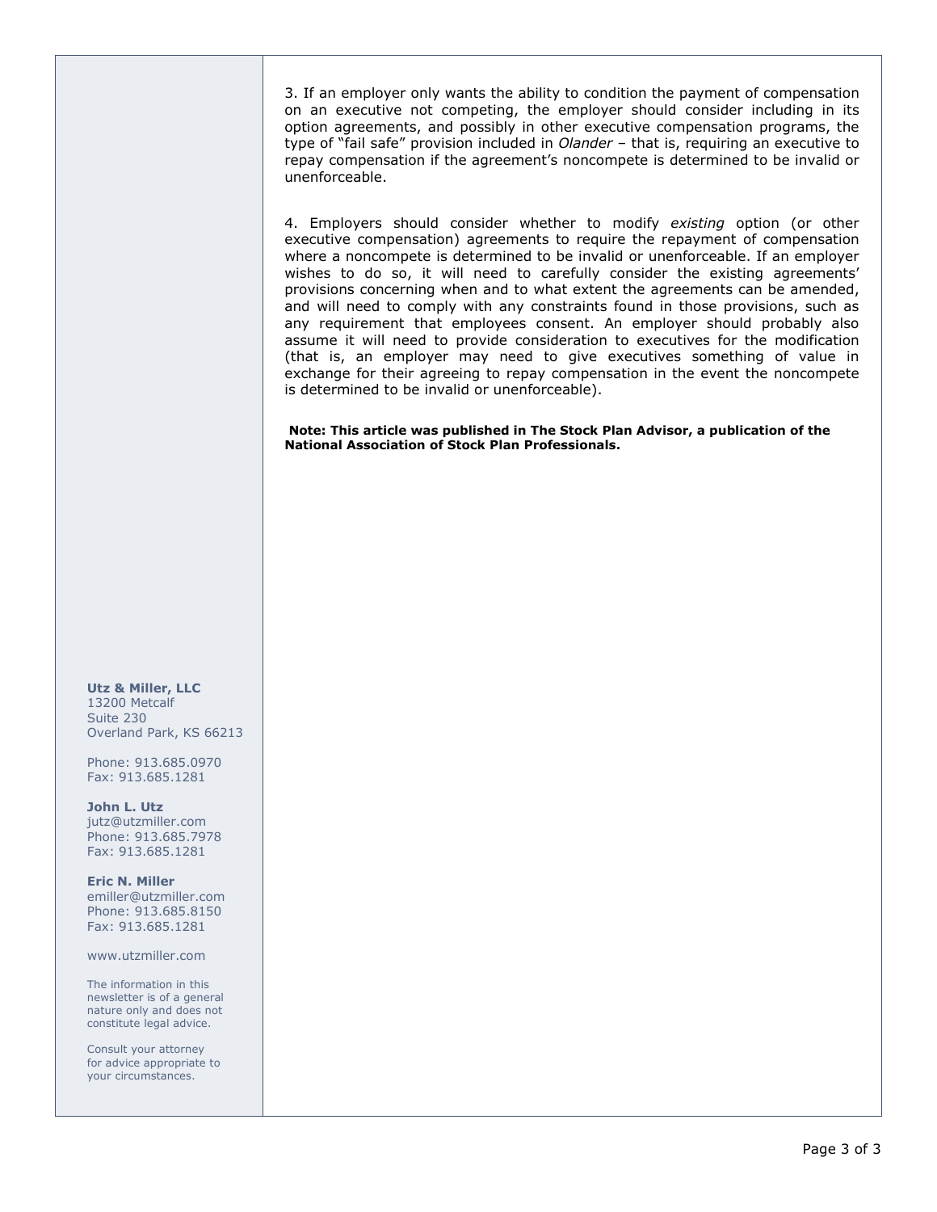3. If an employer only wants the ability to condition the payment of compensation on an executive not competing, the employer should consider including in its option agreements, and possibly in other executive compensation programs, the type of "fail safe" provision included in *Olander* – that is, requiring an executive to repay compensation if the agreement's noncompete is determined to be invalid or unenforceable.

4. Employers should consider whether to modify *existing* option (or other executive compensation) agreements to require the repayment of compensation where a noncompete is determined to be invalid or unenforceable. If an employer wishes to do so, it will need to carefully consider the existing agreements' provisions concerning when and to what extent the agreements can be amended, and will need to comply with any constraints found in those provisions, such as any requirement that employees consent. An employer should probably also assume it will need to provide consideration to executives for the modification (that is, an employer may need to give executives something of value in exchange for their agreeing to repay compensation in the event the noncompete is determined to be invalid or unenforceable).

**Note: This article was published in The Stock Plan Advisor, a publication of the National Association of Stock Plan Professionals.**

**Utz & Miller, LLC**
13200 Metcalf
Suite 230
Overland Park, KS 66213

Phone: 913.685.0970
Fax: 913.685.1281

**John L. Utz**
jutz@utzmiller.com
Phone: 913.685.7978
Fax: 913.685.1281

**Eric N. Miller**
emiller@utzmiller.com
Phone: 913.685.8150
Fax: 913.685.1281

www.utzmiller.com

The information in this newsletter is of a general nature only and does not constitute legal advice.

Consult your attorney for advice appropriate to your circumstances.